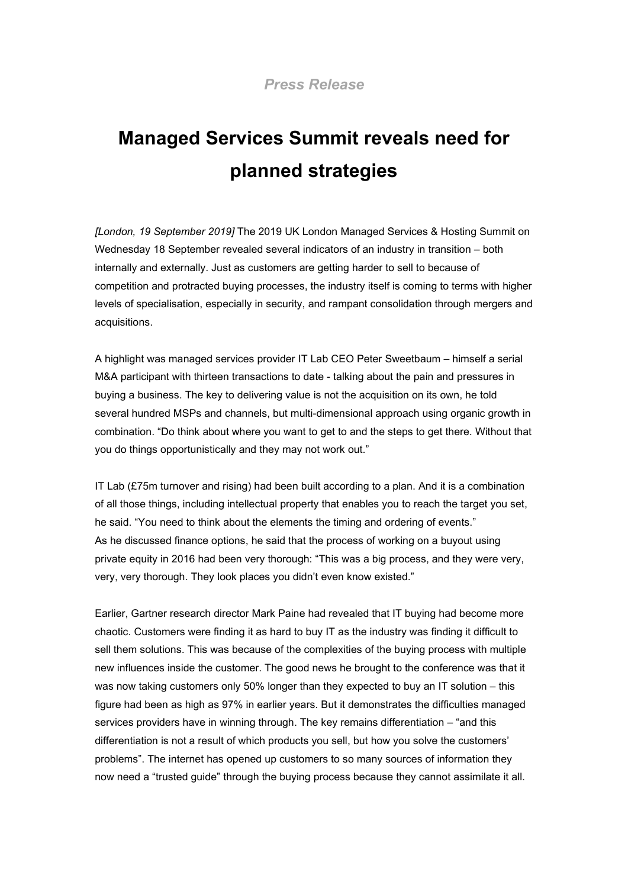*Press Release*

# Managed Services Summit reveals need for planned strategies

*[London, 19 September 2019]* The 2019 UK London Managed Services & Hosting Summit on Wednesday 18 September revealed several indicators of an industry in transition – both internally and externally. Just as customers are getting harder to sell to because of competition and protracted buying processes, the industry itself is coming to terms with higher levels of specialisation, especially in security, and rampant consolidation through mergers and acquisitions.

A highlight was managed services provider IT Lab CEO Peter Sweetbaum – himself a serial M&A participant with thirteen transactions to date - talking about the pain and pressures in buying a business. The key to delivering value is not the acquisition on its own, he told several hundred MSPs and channels, but multi-dimensional approach using organic growth in combination. "Do think about where you want to get to and the steps to get there. Without that you do things opportunistically and they may not work out."

IT Lab (£75m turnover and rising) had been built according to a plan. And it is a combination of all those things, including intellectual property that enables you to reach the target you set, he said. "You need to think about the elements the timing and ordering of events."
As he discussed finance options, he said that the process of working on a buyout using private equity in 2016 had been very thorough: "This was a big process, and they were very, very, very thorough. They look places you didn't even know existed."

Earlier, Gartner research director Mark Paine had revealed that IT buying had become more chaotic. Customers were finding it as hard to buy IT as the industry was finding it difficult to sell them solutions. This was because of the complexities of the buying process with multiple new influences inside the customer. The good news he brought to the conference was that it was now taking customers only 50% longer than they expected to buy an IT solution – this figure had been as high as 97% in earlier years. But it demonstrates the difficulties managed services providers have in winning through. The key remains differentiation – "and this differentiation is not a result of which products you sell, but how you solve the customers' problems". The internet has opened up customers to so many sources of information they now need a "trusted guide" through the buying process because they cannot assimilate it all.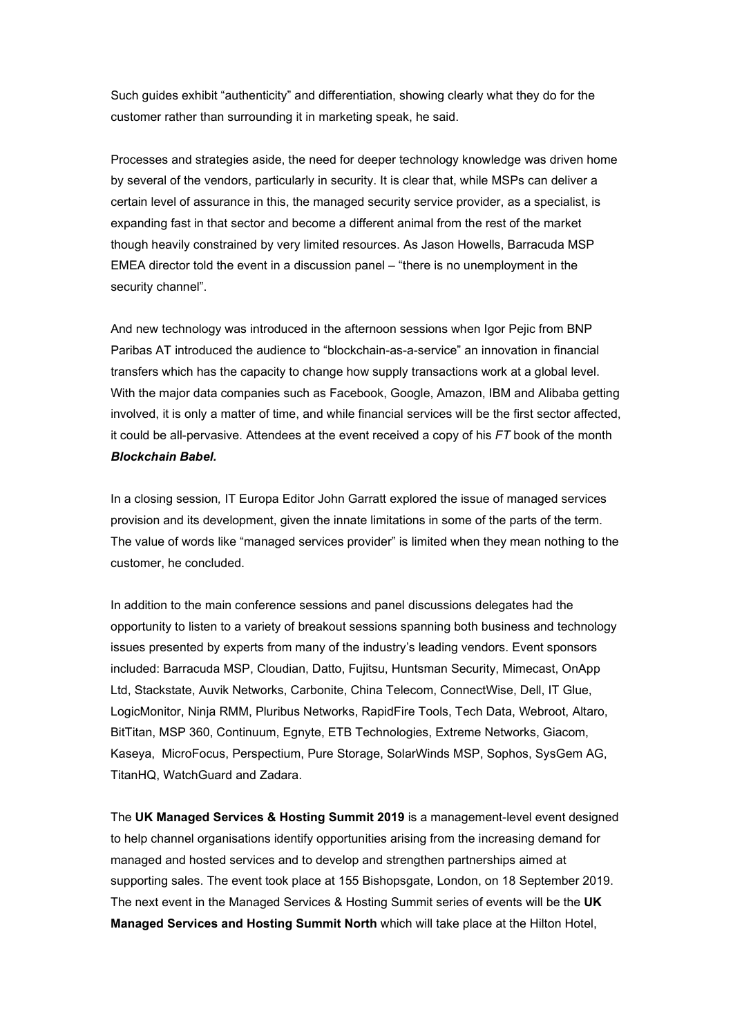Such guides exhibit "authenticity" and differentiation, showing clearly what they do for the customer rather than surrounding it in marketing speak, he said.

Processes and strategies aside, the need for deeper technology knowledge was driven home by several of the vendors, particularly in security. It is clear that, while MSPs can deliver a certain level of assurance in this, the managed security service provider, as a specialist, is expanding fast in that sector and become a different animal from the rest of the market though heavily constrained by very limited resources. As Jason Howells, Barracuda MSP EMEA director told the event in a discussion panel – "there is no unemployment in the security channel".

And new technology was introduced in the afternoon sessions when Igor Pejic from BNP Paribas AT introduced the audience to "blockchain-as-a-service" an innovation in financial transfers which has the capacity to change how supply transactions work at a global level. With the major data companies such as Facebook, Google, Amazon, IBM and Alibaba getting involved, it is only a matter of time, and while financial services will be the first sector affected, it could be all-pervasive. Attendees at the event received a copy of his *FT* book of the month ***Blockchain Babel.***

In a closing session*,* IT Europa Editor John Garratt explored the issue of managed services provision and its development, given the innate limitations in some of the parts of the term. The value of words like "managed services provider" is limited when they mean nothing to the customer, he concluded.

In addition to the main conference sessions and panel discussions delegates had the opportunity to listen to a variety of breakout sessions spanning both business and technology issues presented by experts from many of the industry's leading vendors. Event sponsors included: Barracuda MSP, Cloudian, Datto, Fujitsu, Huntsman Security, Mimecast, OnApp Ltd, Stackstate, Auvik Networks, Carbonite, China Telecom, ConnectWise, Dell, IT Glue, LogicMonitor, Ninja RMM, Pluribus Networks, RapidFire Tools, Tech Data, Webroot, Altaro, BitTitan, MSP 360, Continuum, Egnyte, ETB Technologies, Extreme Networks, Giacom, Kaseya, MicroFocus, Perspectium, Pure Storage, SolarWinds MSP, Sophos, SysGem AG, TitanHQ, WatchGuard and Zadara.

The **UK Managed Services & Hosting Summit 2019** is a management-level event designed to help channel organisations identify opportunities arising from the increasing demand for managed and hosted services and to develop and strengthen partnerships aimed at supporting sales. The event took place at 155 Bishopsgate, London, on 18 September 2019. The next event in the Managed Services & Hosting Summit series of events will be the **UK Managed Services and Hosting Summit North** which will take place at the Hilton Hotel,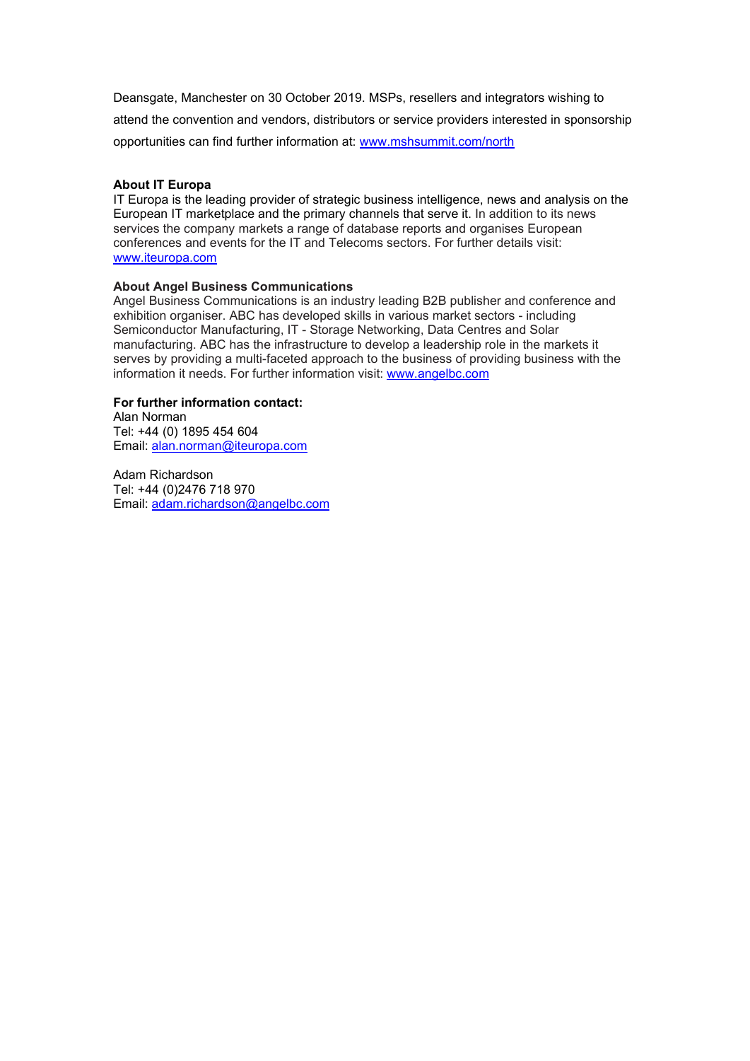Deansgate, Manchester on 30 October 2019. MSPs, resellers and integrators wishing to attend the convention and vendors, distributors or service providers interested in sponsorship opportunities can find further information at: www.mshsummit.com/north

**About IT Europa**
IT Europa is the leading provider of strategic business intelligence, news and analysis on the European IT marketplace and the primary channels that serve it. In addition to its news services the company markets a range of database reports and organises European conferences and events for the IT and Telecoms sectors. For further details visit: www.iteuropa.com

**About Angel Business Communications**
Angel Business Communications is an industry leading B2B publisher and conference and exhibition organiser. ABC has developed skills in various market sectors - including Semiconductor Manufacturing, IT - Storage Networking, Data Centres and Solar manufacturing. ABC has the infrastructure to develop a leadership role in the markets it serves by providing a multi-faceted approach to the business of providing business with the information it needs. For further information visit: www.angelbc.com

**For further information contact:**
Alan Norman
Tel: +44 (0) 1895 454 604
Email: alan.norman@iteuropa.com

Adam Richardson
Tel: +44 (0)2476 718 970
Email: adam.richardson@angelbc.com